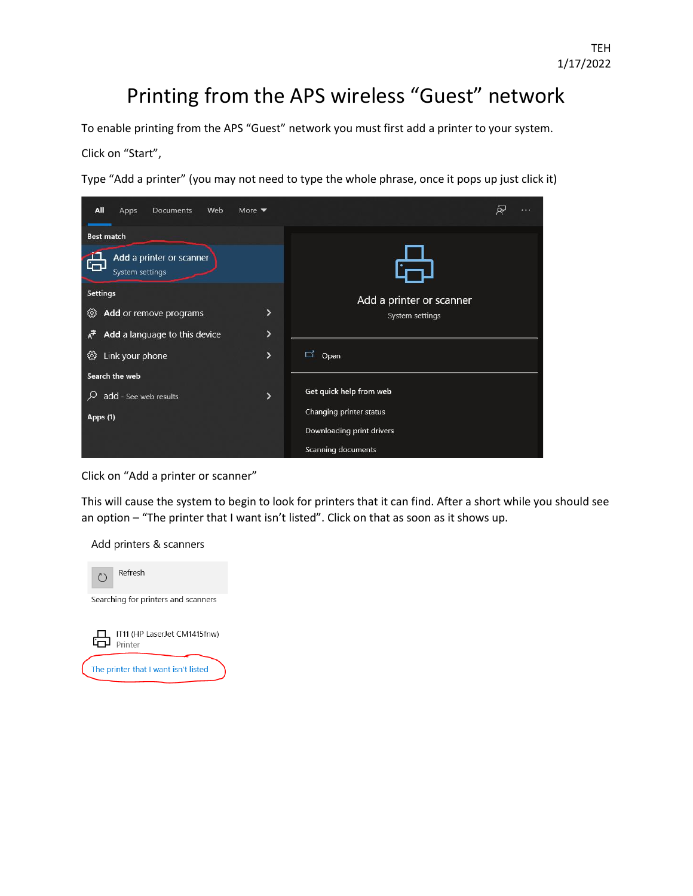TEH
1/17/2022

# Printing from the APS wireless "Guest" network

To enable printing from the APS "Guest" network you must first add a printer to your system.

Click on "Start",

Type "Add a printer" (you may not need to type the whole phrase, once it pops up just click it)

Click on "Add a printer or scanner"

This will cause the system to begin to look for printers that it can find. After a short while you should see an option – "The printer that I want isn't listed". Click on that as soon as it shows up.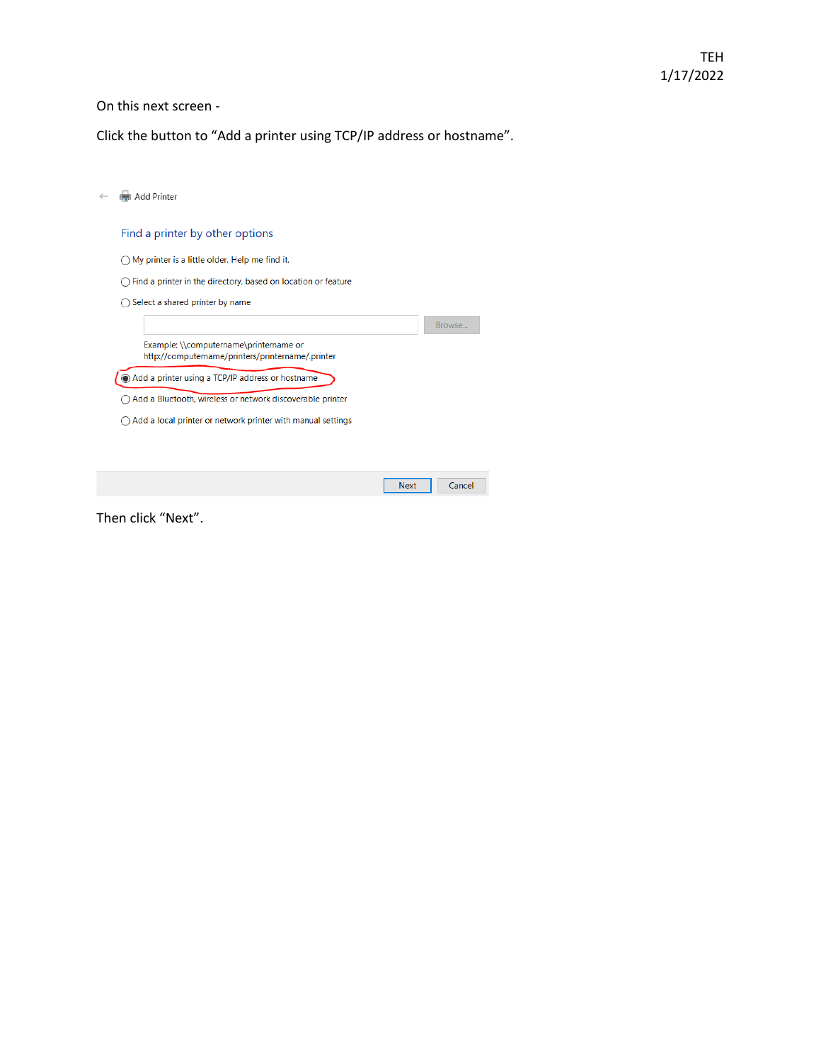On this next screen -

Click the button to “Add a printer using TCP/IP address or hostname”.

Add Printer

Find a printer by other options

- My printer is a little older. Help me find it.
- Find a printer in the directory, based on location or feature
- Select a shared printer by name

Browse...

Example: \\computername\printername or http://computername/printers/printername/.printer

- Add a printer using a TCP/IP address or hostname
- Add a Bluetooth, wireless or network discoverable printer
- Add a local printer or network printer with manual settings

Next Cancel

Then click “Next”.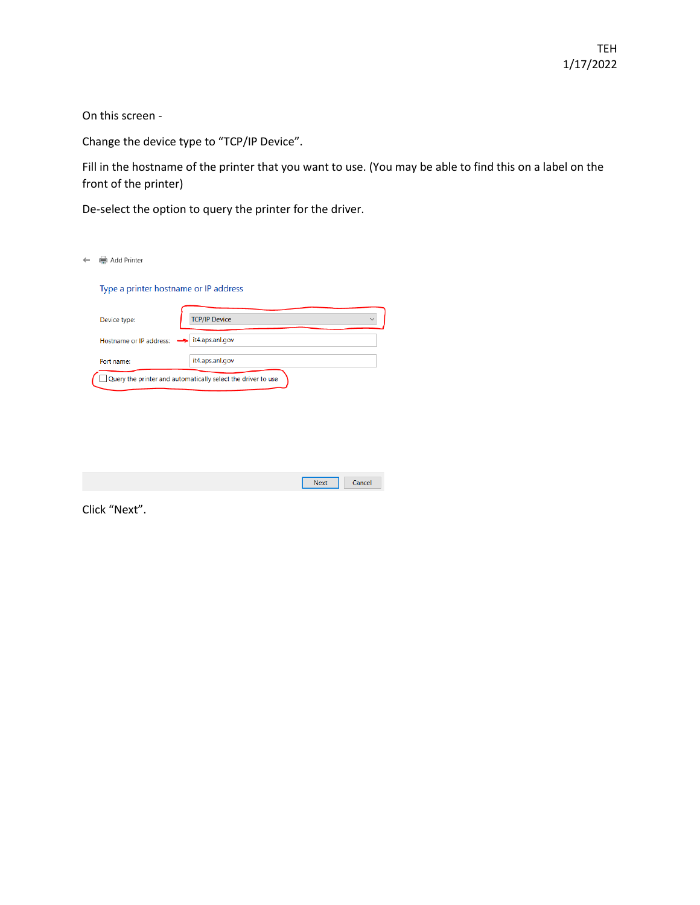On this screen -

Change the device type to “TCP/IP Device”.

Fill in the hostname of the printer that you want to use. (You may be able to find this on a label on the front of the printer)

De-select the option to query the printer for the driver.

Add Printer

Type a printer hostname or IP address

Device type: TCP/IP Device

Hostname or IP address: it4.aps.anl.gov

Port name: it4.aps.anl.gov

Query the printer and automatically select the driver to use

Next Cancel

Click “Next”.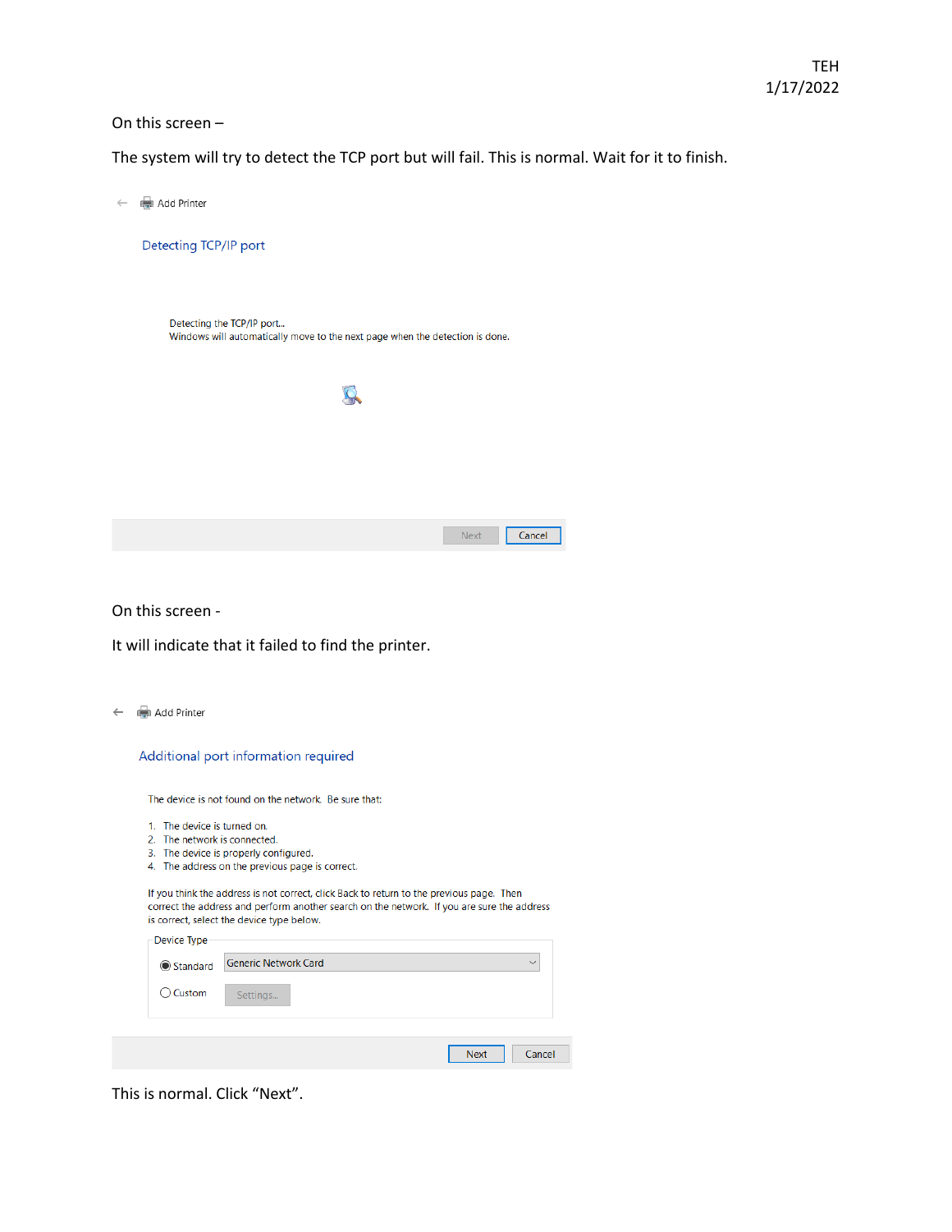On this screen –

The system will try to detect the TCP port but will fail. This is normal. Wait for it to finish.

Add Printer

Detecting TCP/IP port

Detecting the TCP/IP port...
Windows will automatically move to the next page when the detection is done.

Next Cancel

On this screen -

It will indicate that it failed to find the printer.

Add Printer

Additional port information required

The device is not found on the network. Be sure that:

1. The device is turned on.
2. The network is connected.
3. The device is properly configured.
4. The address on the previous page is correct.

If you think the address is not correct, click Back to return to the previous page. Then correct the address and perform another search on the network. If you are sure the address is correct, select the device type below.

Device Type

- Standard: Generic Network Card
- Custom: Settings...

Next Cancel

This is normal. Click "Next".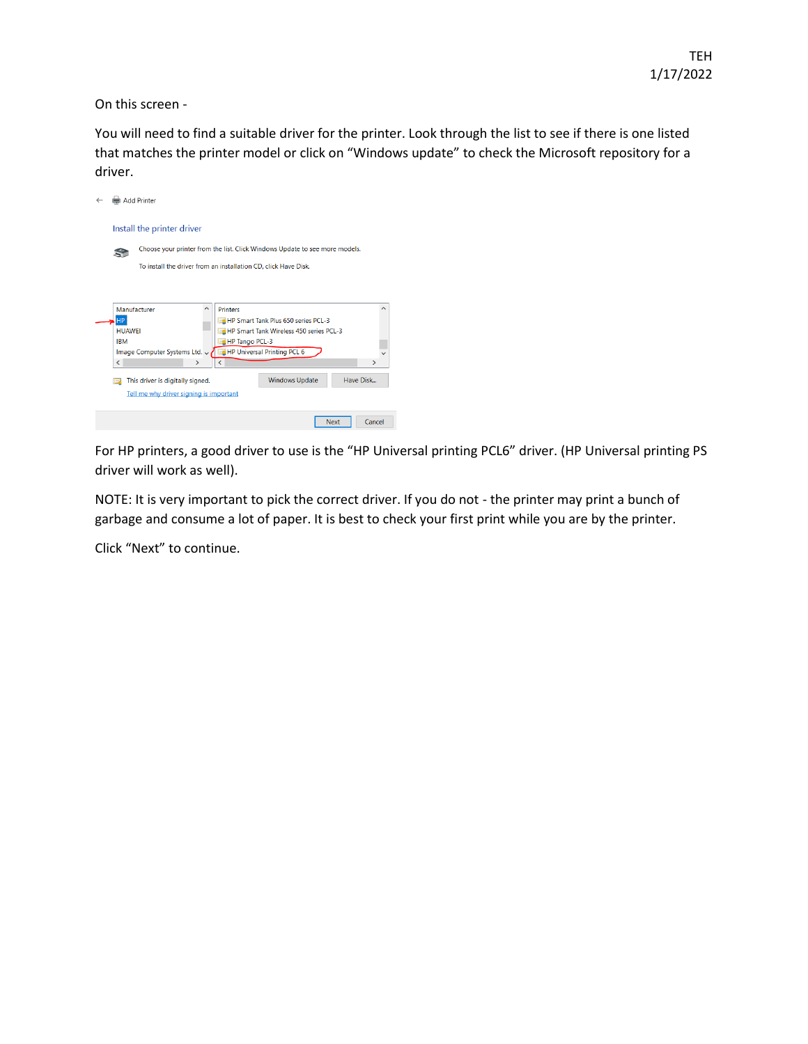On this screen -

You will need to find a suitable driver for the printer. Look through the list to see if there is one listed that matches the printer model or click on "Windows update" to check the Microsoft repository for a driver.

For HP printers, a good driver to use is the "HP Universal printing PCL6" driver. (HP Universal printing PS driver will work as well).

NOTE: It is very important to pick the correct driver. If you do not - the printer may print a bunch of garbage and consume a lot of paper. It is best to check your first print while you are by the printer.

Click "Next" to continue.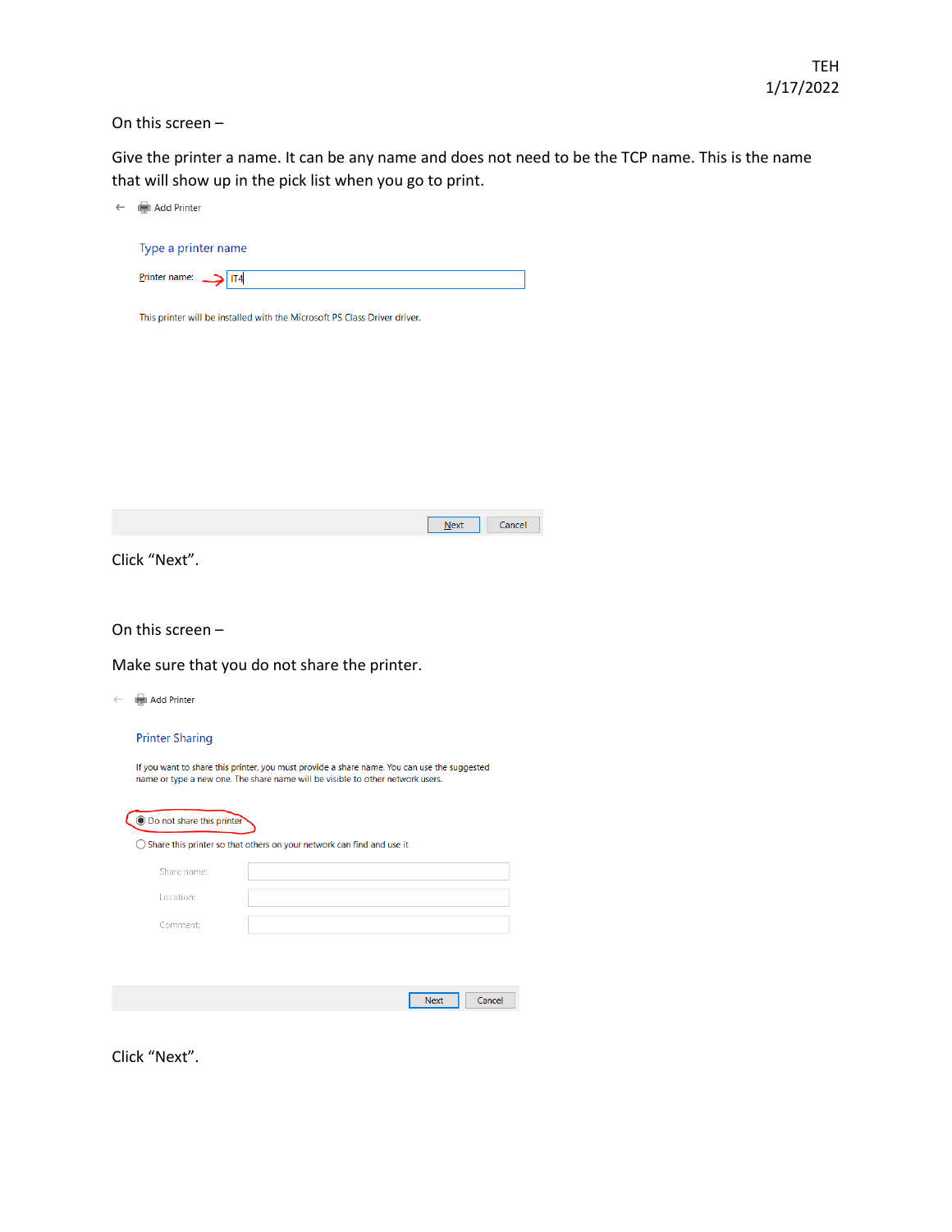On this screen –

Give the printer a name. It can be any name and does not need to be the TCP name. This is the name that will show up in the pick list when you go to print.

Add Printer

Type a printer name

Printer name: IT4

This printer will be installed with the Microsoft PS Class Driver driver.

Next Cancel

Click "Next".

On this screen –

Make sure that you do not share the printer.

Add Printer

Printer Sharing

If you want to share this printer, you must provide a share name. You can use the suggested name or type a new one. The share name will be visible to other network users.

- Do not share this printer
- Share this printer so that others on your network can find and use it

Share name:

Location:

Comment:

Next Cancel

Click "Next".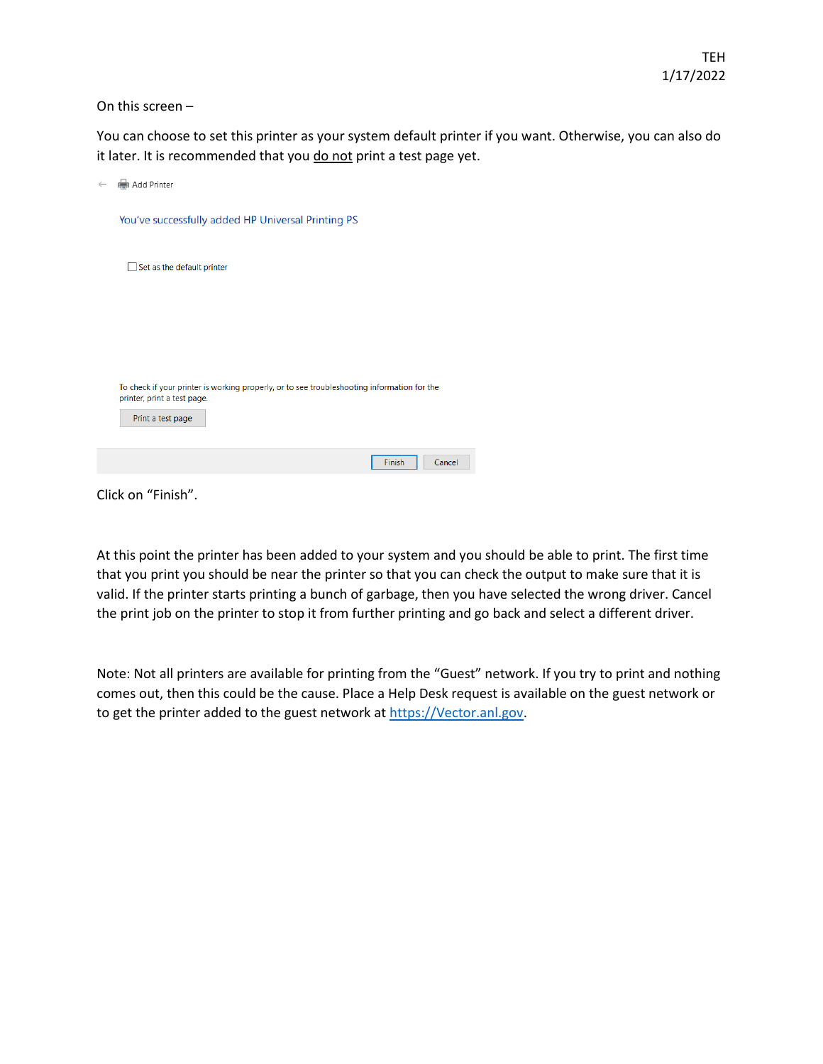TEH
1/17/2022

On this screen –

You can choose to set this printer as your system default printer if you want. Otherwise, you can also do it later. It is recommended that you do not print a test page yet.

← Add Printer

You've successfully added HP Universal Printing PS

☐ Set as the default printer

To check if your printer is working properly, or to see troubleshooting information for the printer, print a test page.

Print a test page

Finish Cancel

Click on "Finish".

At this point the printer has been added to your system and you should be able to print. The first time that you print you should be near the printer so that you can check the output to make sure that it is valid. If the printer starts printing a bunch of garbage, then you have selected the wrong driver. Cancel the print job on the printer to stop it from further printing and go back and select a different driver.

Note: Not all printers are available for printing from the "Guest" network. If you try to print and nothing comes out, then this could be the cause. Place a Help Desk request is available on the guest network or to get the printer added to the guest network at https://Vector.anl.gov.